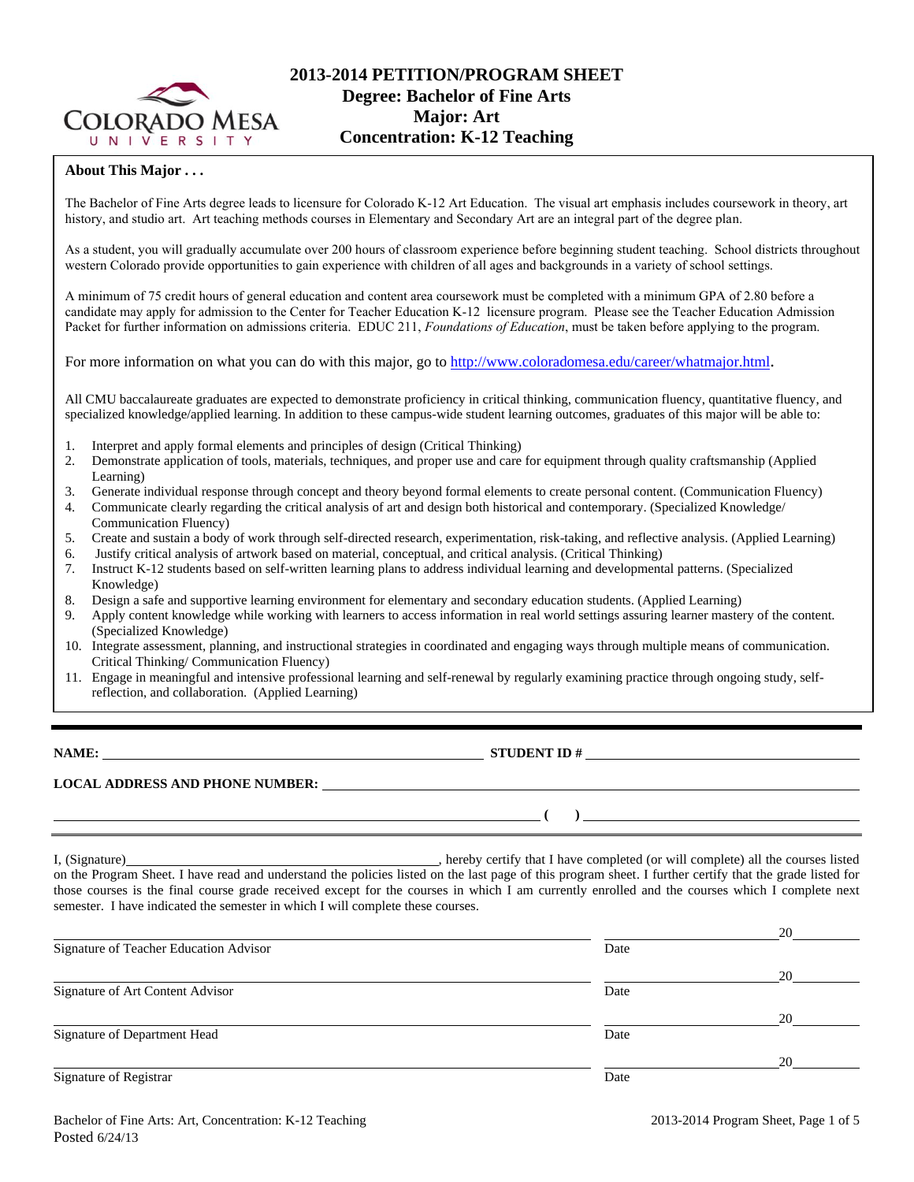# 2013-2014 PETITION/PROGRAM SHEET
## Degree: Bachelor of Fine Arts
## Major: Art
## Concentration: K-12 Teaching

**About This Major . . .**

The Bachelor of Fine Arts degree leads to licensure for Colorado K-12 Art Education. The visual art emphasis includes coursework in theory, art history, and studio art. Art teaching methods courses in Elementary and Secondary Art are an integral part of the degree plan.

As a student, you will gradually accumulate over 200 hours of classroom experience before beginning student teaching. School districts throughout western Colorado provide opportunities to gain experience with children of all ages and backgrounds in a variety of school settings.

A minimum of 75 credit hours of general education and content area coursework must be completed with a minimum GPA of 2.80 before a candidate may apply for admission to the Center for Teacher Education K-12 licensure program. Please see the Teacher Education Admission Packet for further information on admissions criteria. EDUC 211, *Foundations of Education*, must be taken before applying to the program.

For more information on what you can do with this major, go to http://www.coloradomesa.edu/career/whatmajor.html.

All CMU baccalaureate graduates are expected to demonstrate proficiency in critical thinking, communication fluency, quantitative fluency, and specialized knowledge/applied learning. In addition to these campus-wide student learning outcomes, graduates of this major will be able to:

1. Interpret and apply formal elements and principles of design (Critical Thinking)
2. Demonstrate application of tools, materials, techniques, and proper use and care for equipment through quality craftsmanship (Applied Learning)
3. Generate individual response through concept and theory beyond formal elements to create personal content. (Communication Fluency)
4. Communicate clearly regarding the critical analysis of art and design both historical and contemporary. (Specialized Knowledge/ Communication Fluency)
5. Create and sustain a body of work through self-directed research, experimentation, risk-taking, and reflective analysis. (Applied Learning)
6. Justify critical analysis of artwork based on material, conceptual, and critical analysis. (Critical Thinking)
7. Instruct K-12 students based on self-written learning plans to address individual learning and developmental patterns. (Specialized Knowledge)
8. Design a safe and supportive learning environment for elementary and secondary education students. (Applied Learning)
9. Apply content knowledge while working with learners to access information in real world settings assuring learner mastery of the content. (Specialized Knowledge)
10. Integrate assessment, planning, and instructional strategies in coordinated and engaging ways through multiple means of communication. Critical Thinking/ Communication Fluency)
11. Engage in meaningful and intensive professional learning and self-renewal by regularly examining practice through ongoing study, self-reflection, and collaboration. (Applied Learning)

---

**NAME:** ______________________________ **STUDENT ID #** ______________________________

**LOCAL ADDRESS AND PHONE NUMBER:** ______________________________

______________________________ ( ) ______________________________

I, (Signature)______________________________, hereby certify that I have completed (or will complete) all the courses listed on the Program Sheet. I have read and understand the policies listed on the last page of this program sheet. I further certify that the grade listed for those courses is the final course grade received except for the courses in which I am currently enrolled and the courses which I complete next semester. I have indicated the semester in which I will complete these courses.

______________________________ Date ____________ 20____
Signature of Teacher Education Advisor

______________________________ Date ____________ 20____
Signature of Art Content Advisor

______________________________ Date ____________ 20____
Signature of Department Head

______________________________ Date ____________ 20____
Signature of Registrar

Posted 6/24/13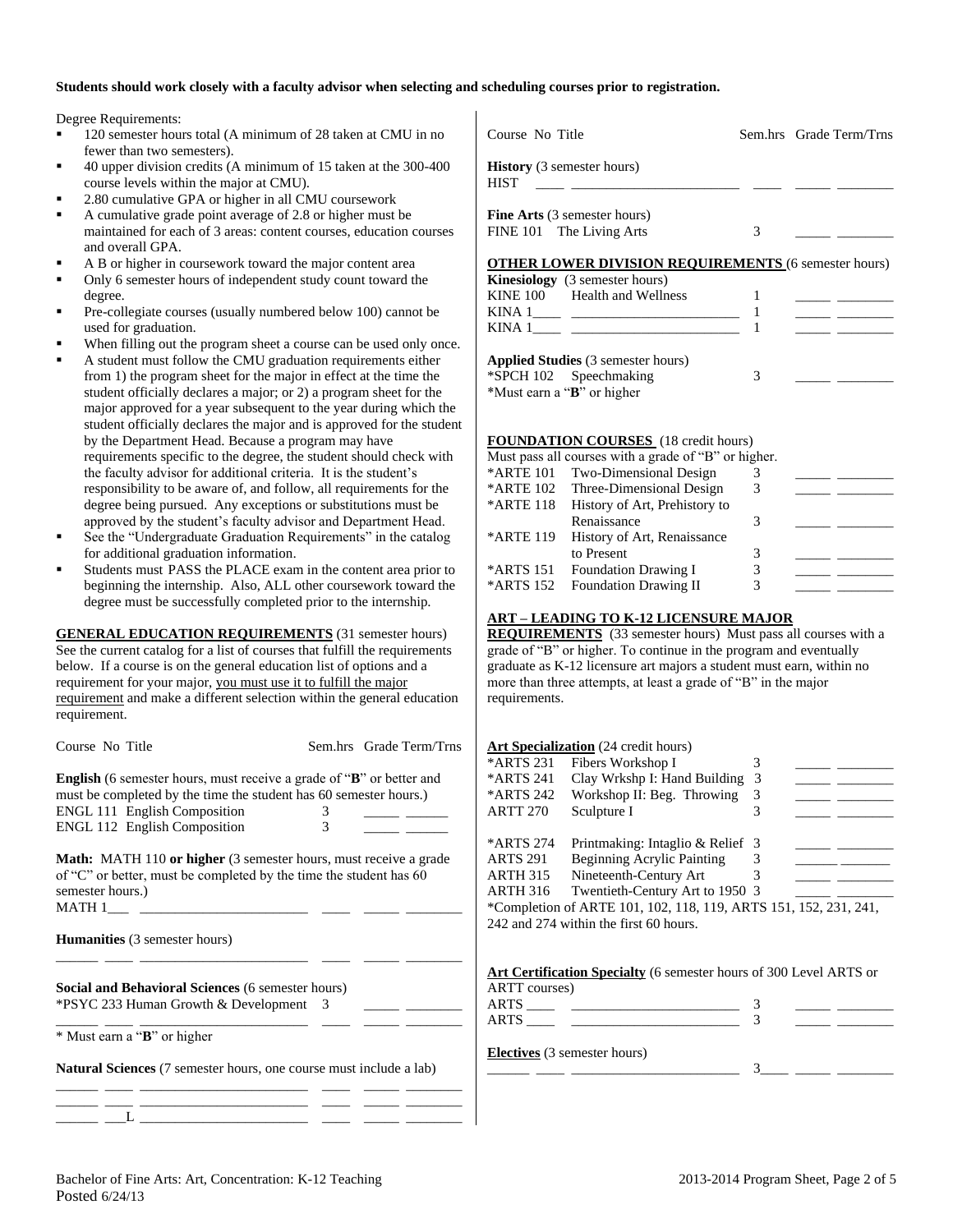**Students should work closely with a faculty advisor when selecting and scheduling courses prior to registration.**

Degree Requirements:

- 120 semester hours total (A minimum of 28 taken at CMU in no fewer than two semesters).
- 40 upper division credits (A minimum of 15 taken at the 300-400 course levels within the major at CMU).
- 2.80 cumulative GPA or higher in all CMU coursework
- A cumulative grade point average of 2.8 or higher must be maintained for each of 3 areas: content courses, education courses and overall GPA.
- A B or higher in coursework toward the major content area
- Only 6 semester hours of independent study count toward the degree.
- Pre-collegiate courses (usually numbered below 100) cannot be used for graduation.
- When filling out the program sheet a course can be used only once.
- A student must follow the CMU graduation requirements either from 1) the program sheet for the major in effect at the time the student officially declares a major; or 2) a program sheet for the major approved for a year subsequent to the year during which the student officially declares the major and is approved for the student by the Department Head. Because a program may have requirements specific to the degree, the student should check with the faculty advisor for additional criteria. It is the student's responsibility to be aware of, and follow, all requirements for the degree being pursued. Any exceptions or substitutions must be approved by the student's faculty advisor and Department Head.
- See the "Undergraduate Graduation Requirements" in the catalog for additional graduation information.
- Students must PASS the PLACE exam in the content area prior to beginning the internship. Also, ALL other coursework toward the degree must be successfully completed prior to the internship.

**GENERAL EDUCATION REQUIREMENTS** (31 semester hours) See the current catalog for a list of courses that fulfill the requirements below. If a course is on the general education list of options and a requirement for your major, you must use it to fulfill the major requirement and make a different selection within the general education requirement.

| Course No | Title | Sem.hrs | Grade | Term/Trns |
|---|---|---|---|---|
| **English** (6 semester hours, must receive a grade of "**B**" or better and must be completed by the time the student has 60 semester hours.) | | | | |
| ENGL 111 | English Composition | 3 | | |
| ENGL 112 | English Composition | 3 | | |
| **Math:** MATH 110 **or higher** (3 semester hours, must receive a grade of "C" or better, must be completed by the time the student has 60 semester hours.) | | | | |
| MATH 1___ | | | | |
| **Humanities** (3 semester hours) | | | | |
| | | | | |
| **Social and Behavioral Sciences** (6 semester hours) | | | | |
| *PSYC 233 | Human Growth & Development | 3 | | |
| | | | | |

\* Must earn a "**B**" or higher

| Course No | Title | Sem.hrs | Grade | Term/Trns |
|---|---|---|---|---|
| **Natural Sciences** (7 semester hours, one course must include a lab) | | | | |
| | | | | |
| | | | | |
| ___L | | | | |
| **History** (3 semester hours) | | | | |
| HIST | | | | |
| **Fine Arts** (3 semester hours) | | | | |
| FINE 101 | The Living Arts | 3 | | |

**OTHER LOWER DIVISION REQUIREMENTS** (6 semester hours)

| Course No | Title | Sem.hrs | Grade | Term/Trns |
|---|---|---|---|---|
| **Kinesiology** (3 semester hours) | | | | |
| KINE 100 | Health and Wellness | 1 | | |
| KINA 1____ | | 1 | | |
| KINA 1____ | | 1 | | |
| **Applied Studies** (3 semester hours) | | | | |
| *SPCH 102 | Speechmaking | 3 | | |

*Must earn a "**B**" or higher

**FOUNDATION COURSES** (18 credit hours)
Must pass all courses with a grade of "B" or higher.

| Course No | Title | Sem.hrs | Grade | Term/Trns |
|---|---|---|---|---|
| *ARTE 101 | Two-Dimensional Design | 3 | | |
| *ARTE 102 | Three-Dimensional Design | 3 | | |
| *ARTE 118 | History of Art, Prehistory to Renaissance | 3 | | |
| *ARTE 119 | History of Art, Renaissance to Present | 3 | | |
| *ARTS 151 | Foundation Drawing I | 3 | | |
| *ARTS 152 | Foundation Drawing II | 3 | | |

**ART – LEADING TO K-12 LICENSURE MAJOR REQUIREMENTS** (33 semester hours) Must pass all courses with a grade of "B" or higher. To continue in the program and eventually graduate as K-12 licensure art majors a student must earn, within no more than three attempts, at least a grade of "B" in the major requirements.

**Art Specialization** (24 credit hours)

| Course No | Title | Sem.hrs | Grade | Term/Trns |
|---|---|---|---|---|
| *ARTS 231 | Fibers Workshop I | 3 | | |
| *ARTS 241 | Clay Wrkshp I: Hand Building | 3 | | |
| *ARTS 242 | Workshop II: Beg. Throwing | 3 | | |
| ARTT 270 | Sculpture I | 3 | | |
| *ARTS 274 | Printmaking: Intaglio & Relief | 3 | | |
| ARTS 291 | Beginning Acrylic Painting | 3 | | |
| ARTH 315 | Nineteenth-Century Art | 3 | | |
| ARTH 316 | Twentieth-Century Art to 1950 | 3 | | |

*Completion of ARTE 101, 102, 118, 119, ARTS 151, 152, 231, 241, 242 and 274 within the first 60 hours.

**Art Certification Specialty** (6 semester hours of 300 Level ARTS or ARTT courses)

| Course No | Title | Sem.hrs | Grade | Term/Trns |
|---|---|---|---|---|
| ARTS ____ | | 3 | | |
| ARTS ____ | | 3 | | |

**Electives** (3 semester hours)

| Course No | Title | Sem.hrs | Grade | Term/Trns |
|---|---|---|---|---|
| | | 3 | | |

Bachelor of Fine Arts: Art, Concentration: K-12 Teaching
Posted 6/24/13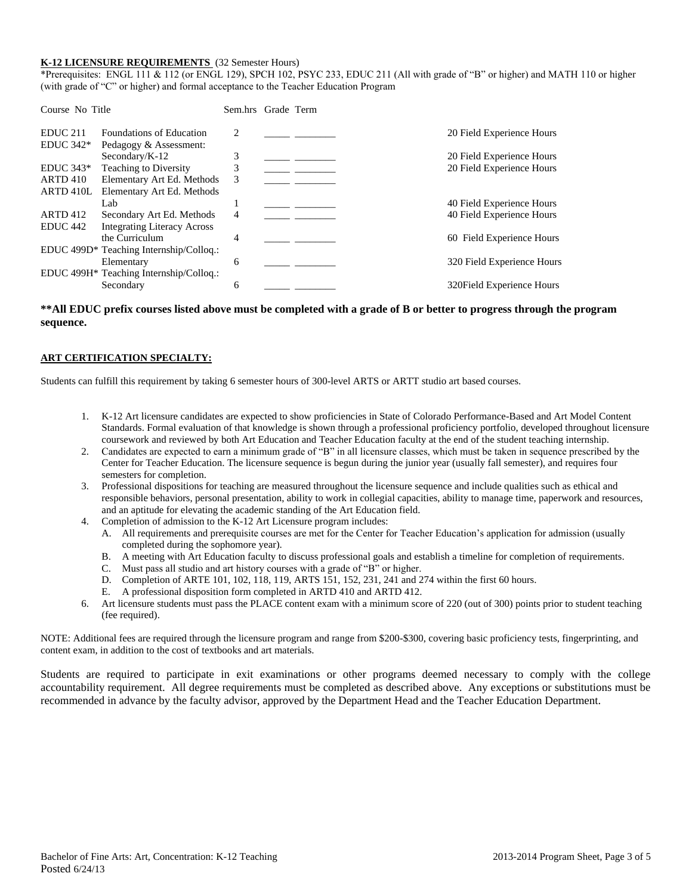**K-12 LICENSURE REQUIREMENTS** (32 Semester Hours)

*Prerequisites: ENGL 111 & 112 (or ENGL 129), SPCH 102, PSYC 233, EDUC 211 (All with grade of "B" or higher) and MATH 110 or higher (with grade of "C" or higher) and formal acceptance to the Teacher Education Program

| Course No | Title | Sem.hrs | Grade | Term | |
|---|---|---|---|---|---|
| EDUC 211 | Foundations of Education | 2 | _____ | ________ | 20 Field Experience Hours |
| EDUC 342* | Pedagogy & Assessment: Secondary/K-12 | 3 | _____ | ________ | 20 Field Experience Hours |
| EDUC 343* | Teaching to Diversity | 3 | _____ | ________ | 20 Field Experience Hours |
| ARTD 410 | Elementary Art Ed. Methods | 3 | _____ | ________ | |
| ARTD 410L | Elementary Art Ed. Methods Lab | 1 | _____ | ________ | 40 Field Experience Hours |
| ARTD 412 | Secondary Art Ed. Methods | 4 | _____ | ________ | 40 Field Experience Hours |
| EDUC 442 | Integrating Literacy Across the Curriculum | 4 | _____ | ________ | 60 Field Experience Hours |
| EDUC 499D* | Teaching Internship/Colloq.: Elementary | 6 | _____ | ________ | 320 Field Experience Hours |
| EDUC 499H* | Teaching Internship/Colloq.: Secondary | 6 | _____ | ________ | 320Field Experience Hours |

**\*\*All EDUC prefix courses listed above must be completed with a grade of B or better to progress through the program sequence.**

**ART CERTIFICATION SPECIALTY:**

Students can fulfill this requirement by taking 6 semester hours of 300-level ARTS or ARTT studio art based courses.

1. K-12 Art licensure candidates are expected to show proficiencies in State of Colorado Performance-Based and Art Model Content Standards. Formal evaluation of that knowledge is shown through a professional proficiency portfolio, developed throughout licensure coursework and reviewed by both Art Education and Teacher Education faculty at the end of the student teaching internship.
2. Candidates are expected to earn a minimum grade of "B" in all licensure classes, which must be taken in sequence prescribed by the Center for Teacher Education. The licensure sequence is begun during the junior year (usually fall semester), and requires four semesters for completion.
3. Professional dispositions for teaching are measured throughout the licensure sequence and include qualities such as ethical and responsible behaviors, personal presentation, ability to work in collegial capacities, ability to manage time, paperwork and resources, and an aptitude for elevating the academic standing of the Art Education field.
4. Completion of admission to the K-12 Art Licensure program includes:
   A. All requirements and prerequisite courses are met for the Center for Teacher Education's application for admission (usually completed during the sophomore year).
   B. A meeting with Art Education faculty to discuss professional goals and establish a timeline for completion of requirements.
   C. Must pass all studio and art history courses with a grade of "B" or higher.
   D. Completion of ARTE 101, 102, 118, 119, ARTS 151, 152, 231, 241 and 274 within the first 60 hours.
   E. A professional disposition form completed in ARTD 410 and ARTD 412.
6. Art licensure students must pass the PLACE content exam with a minimum score of 220 (out of 300) points prior to student teaching (fee required).

NOTE: Additional fees are required through the licensure program and range from $200-$300, covering basic proficiency tests, fingerprinting, and content exam, in addition to the cost of textbooks and art materials.

Students are required to participate in exit examinations or other programs deemed necessary to comply with the college accountability requirement. All degree requirements must be completed as described above. Any exceptions or substitutions must be recommended in advance by the faculty advisor, approved by the Department Head and the Teacher Education Department.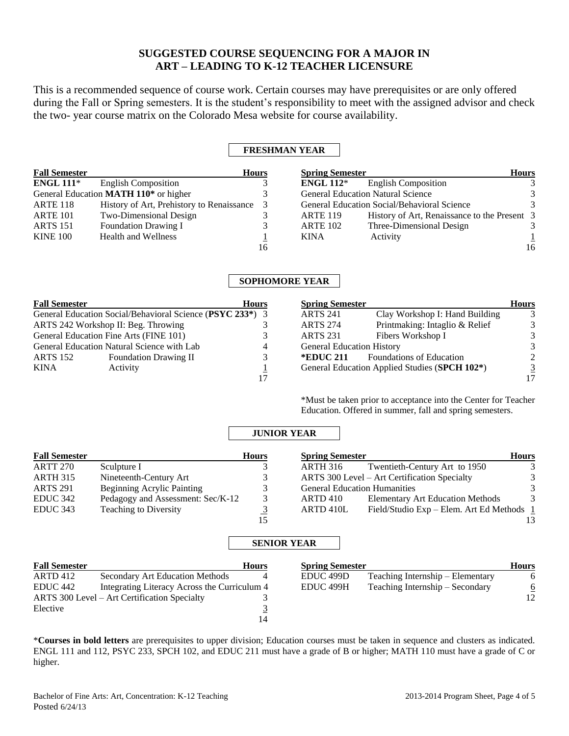# SUGGESTED COURSE SEQUENCING FOR A MAJOR IN ART – LEADING TO K-12 TEACHER LICENSURE

This is a recommended sequence of course work. Certain courses may have prerequisites or are only offered during the Fall or Spring semesters. It is the student's responsibility to meet with the assigned advisor and check the two- year course matrix on the Colorado Mesa website for course availability.

## FRESHMAN YEAR

| Fall Semester | | Hours |
|---|---|---|
| **ENGL 111*** | English Composition | 3 |
| General Education **MATH 110*** or higher | | 3 |
| ARTE 118 | History of Art, Prehistory to Renaissance | 3 |
| ARTE 101 | Two-Dimensional Design | 3 |
| ARTS 151 | Foundation Drawing I | 3 |
| KINE 100 | Health and Wellness | 1 |
| | | 16 |

| Spring Semester | | Hours |
|---|---|---|
| **ENGL 112*** | English Composition | 3 |
| General Education Natural Science | | 3 |
| General Education Social/Behavioral Science | | 3 |
| ARTE 119 | History of Art, Renaissance to the Present | 3 |
| ARTE 102 | Three-Dimensional Design | 3 |
| KINA | Activity | 1 |
| | | 16 |

## SOPHOMORE YEAR

| Fall Semester | | Hours |
|---|---|---|
| General Education Social/Behavioral Science (**PSYC 233***) | | 3 |
| ARTS 242 Workshop II: Beg. Throwing | | 3 |
| General Education Fine Arts (FINE 101) | | 3 |
| General Education Natural Science with Lab | | 4 |
| ARTS 152 | Foundation Drawing II | 3 |
| KINA | Activity | 1 |
| | | 17 |

| Spring Semester | | Hours |
|---|---|---|
| ARTS 241 | Clay Workshop I: Hand Building | 3 |
| ARTS 274 | Printmaking: Intaglio & Relief | 3 |
| ARTS 231 | Fibers Workshop I | 3 |
| General Education History | | 3 |
| ***EDUC 211** | Foundations of Education | 2 |
| General Education Applied Studies (**SPCH 102***) | | 3 |
| | | 17 |

*Must be taken prior to acceptance into the Center for Teacher Education. Offered in summer, fall and spring semesters.

## JUNIOR YEAR

| Fall Semester | | Hours |
|---|---|---|
| ARTT 270 | Sculpture I | 3 |
| ARTH 315 | Nineteenth-Century Art | 3 |
| ARTS 291 | Beginning Acrylic Painting | 3 |
| EDUC 342 | Pedagogy and Assessment: Sec/K-12 | 3 |
| EDUC 343 | Teaching to Diversity | 3 |
| | | 15 |

| Spring Semester | | Hours |
|---|---|---|
| ARTH 316 | Twentieth-Century Art to 1950 | 3 |
| ARTS 300 Level – Art Certification Specialty | | 3 |
| General Education Humanities | | 3 |
| ARTD 410 | Elementary Art Education Methods | 3 |
| ARTD 410L | Field/Studio Exp – Elem. Art Ed Methods | 1 |
| | | 13 |

## SENIOR YEAR

| Fall Semester | | Hours |
|---|---|---|
| ARTD 412 | Secondary Art Education Methods | 4 |
| EDUC 442 | Integrating Literacy Across the Curriculum | 4 |
| ARTS 300 Level – Art Certification Specialty | | 3 |
| Elective | | 3 |
| | | 14 |

| Spring Semester | | Hours |
|---|---|---|
| EDUC 499D | Teaching Internship – Elementary | 6 |
| EDUC 499H | Teaching Internship – Secondary | 6 |
| | | 12 |

***Courses in bold letters** are prerequisites to upper division; Education courses must be taken in sequence and clusters as indicated. ENGL 111 and 112, PSYC 233, SPCH 102, and EDUC 211 must have a grade of B or higher; MATH 110 must have a grade of C or higher.

Bachelor of Fine Arts: Art, Concentration: K-12 Teaching
Posted 6/24/13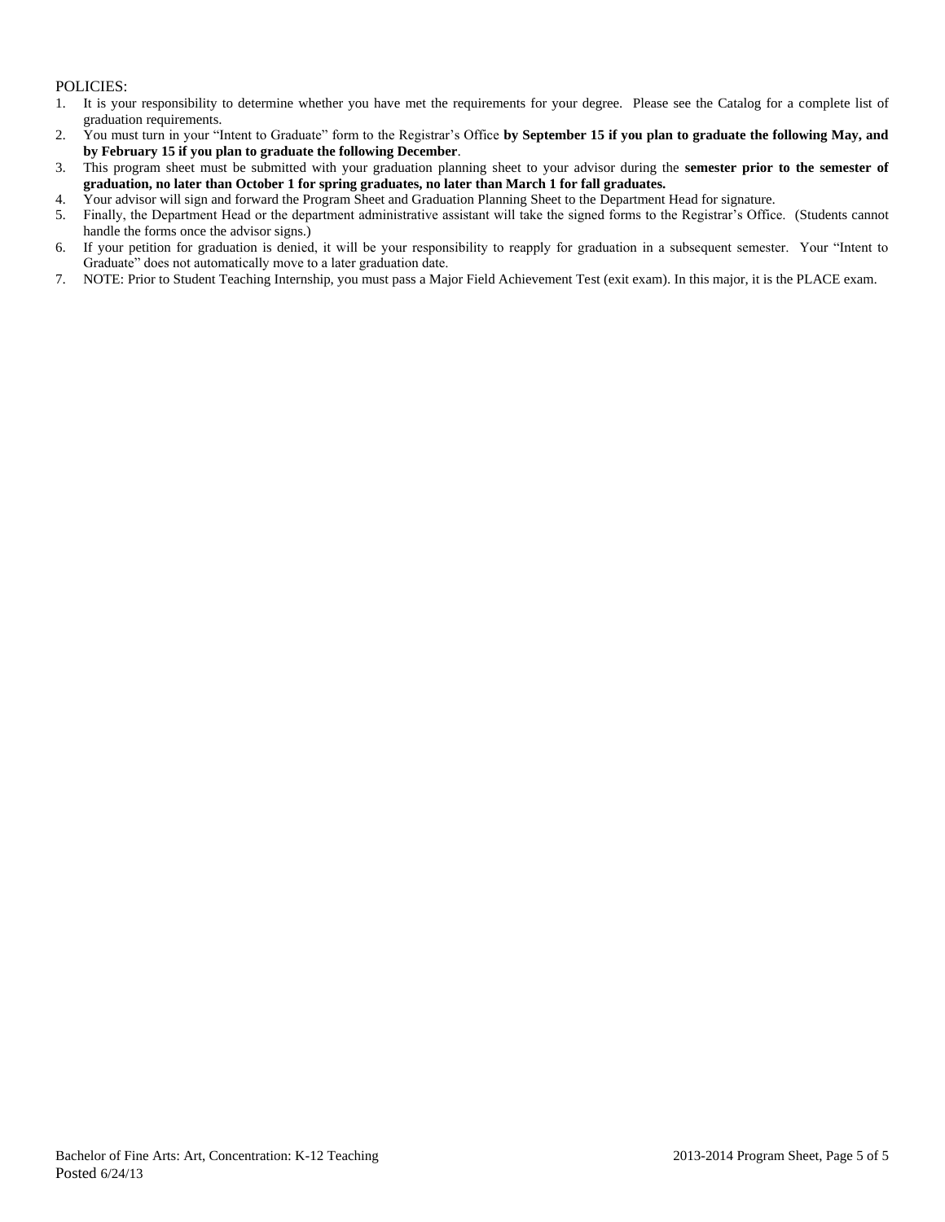POLICIES:

1. It is your responsibility to determine whether you have met the requirements for your degree. Please see the Catalog for a complete list of graduation requirements.
2. You must turn in your "Intent to Graduate" form to the Registrar's Office **by September 15 if you plan to graduate the following May, and by February 15 if you plan to graduate the following December**.
3. This program sheet must be submitted with your graduation planning sheet to your advisor during the **semester prior to the semester of graduation, no later than October 1 for spring graduates, no later than March 1 for fall graduates.**
4. Your advisor will sign and forward the Program Sheet and Graduation Planning Sheet to the Department Head for signature.
5. Finally, the Department Head or the department administrative assistant will take the signed forms to the Registrar's Office. (Students cannot handle the forms once the advisor signs.)
6. If your petition for graduation is denied, it will be your responsibility to reapply for graduation in a subsequent semester. Your "Intent to Graduate" does not automatically move to a later graduation date.
7. NOTE: Prior to Student Teaching Internship, you must pass a Major Field Achievement Test (exit exam). In this major, it is the PLACE exam.